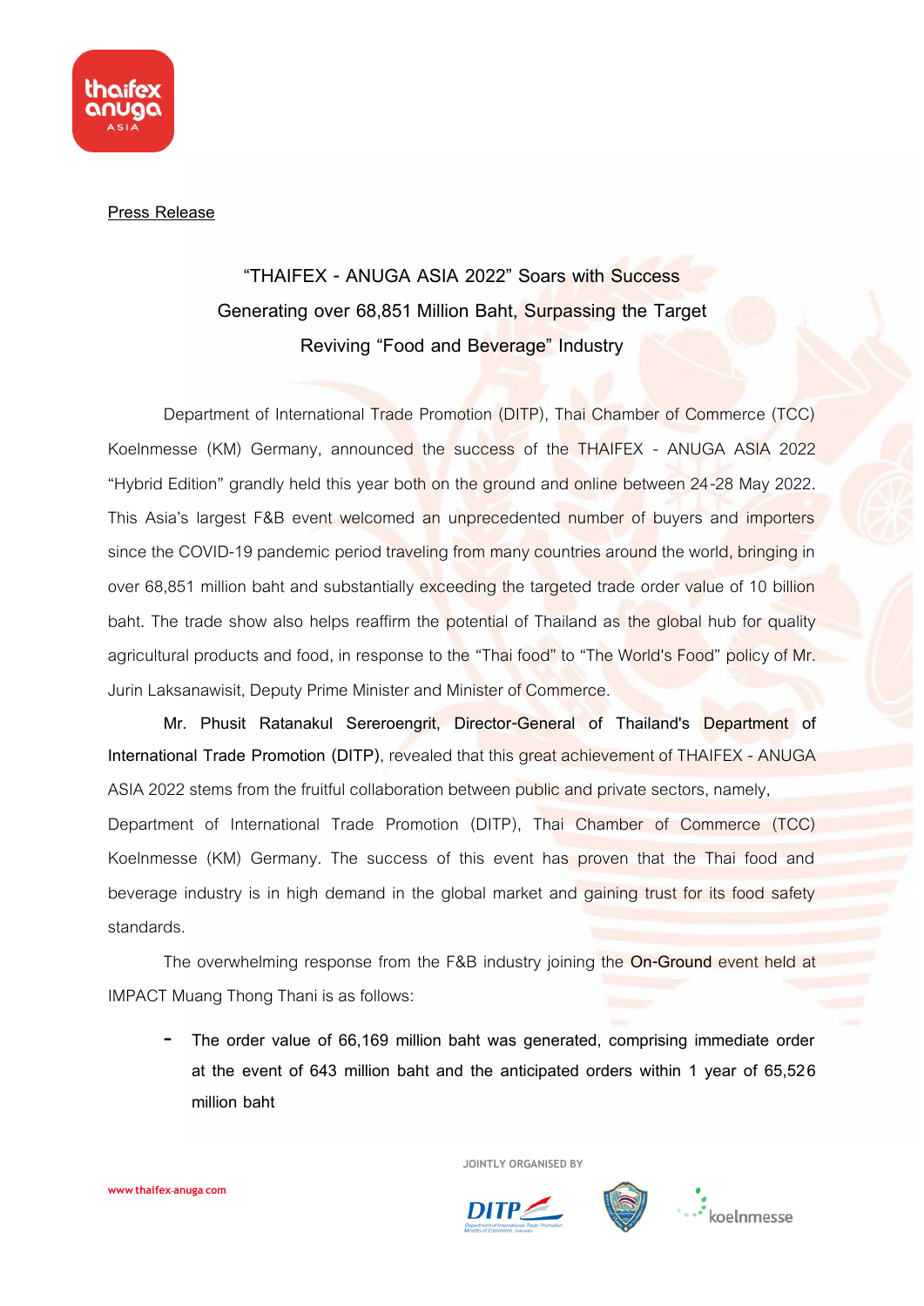Press Release

### "THAIFEX - ANUGA ASIA 2022" Soars with Success Generating over 68,851 Million Baht, Surpassing the Target Reviving "Food and Beverage" Industry

Department of International Trade Promotion (DITP), Thai Chamber of Commerce (TCC) Koelnmesse (KM) Germany, announced the success of the THAIFEX - ANUGA ASIA 2022 "Hybrid Edition" grandly held this year both on the ground and online between 24-28 May 2022. This Asia's largest F&B event welcomed an unprecedented number of buyers and importers since the COVID-19 pandemic period traveling from many countries around the world, bringing in over 68,851 million baht and substantially exceeding the targeted trade order value of 10 billion baht. The trade show also helps reaffirm the potential of Thailand as the global hub for quality agricultural products and food, in response to the "Thai food" to "The World's Food" policy of Mr. Jurin Laksanawisit, Deputy Prime Minister and Minister of Commerce.

**Mr. Phusit Ratanakul Sereroengrit, Director-General of Thailand's Department of International Trade Promotion (DITP)**, revealed that this great achievement of THAIFEX - ANUGA ASIA 2022 stems from the fruitful collaboration between public and private sectors, namely, Department of International Trade Promotion (DITP), Thai Chamber of Commerce (TCC) Koelnmesse (KM) Germany. The success of this event has proven that the Thai food and beverage industry is in high demand in the global market and gaining trust for its food safety standards.

The overwhelming response from the F&B industry joining the **On-Ground** event held at IMPACT Muang Thong Thani is as follows:

- The order value of 66,169 million baht was generated, comprising immediate order at the event of 643 million baht and the anticipated orders within 1 year of 65,526 million baht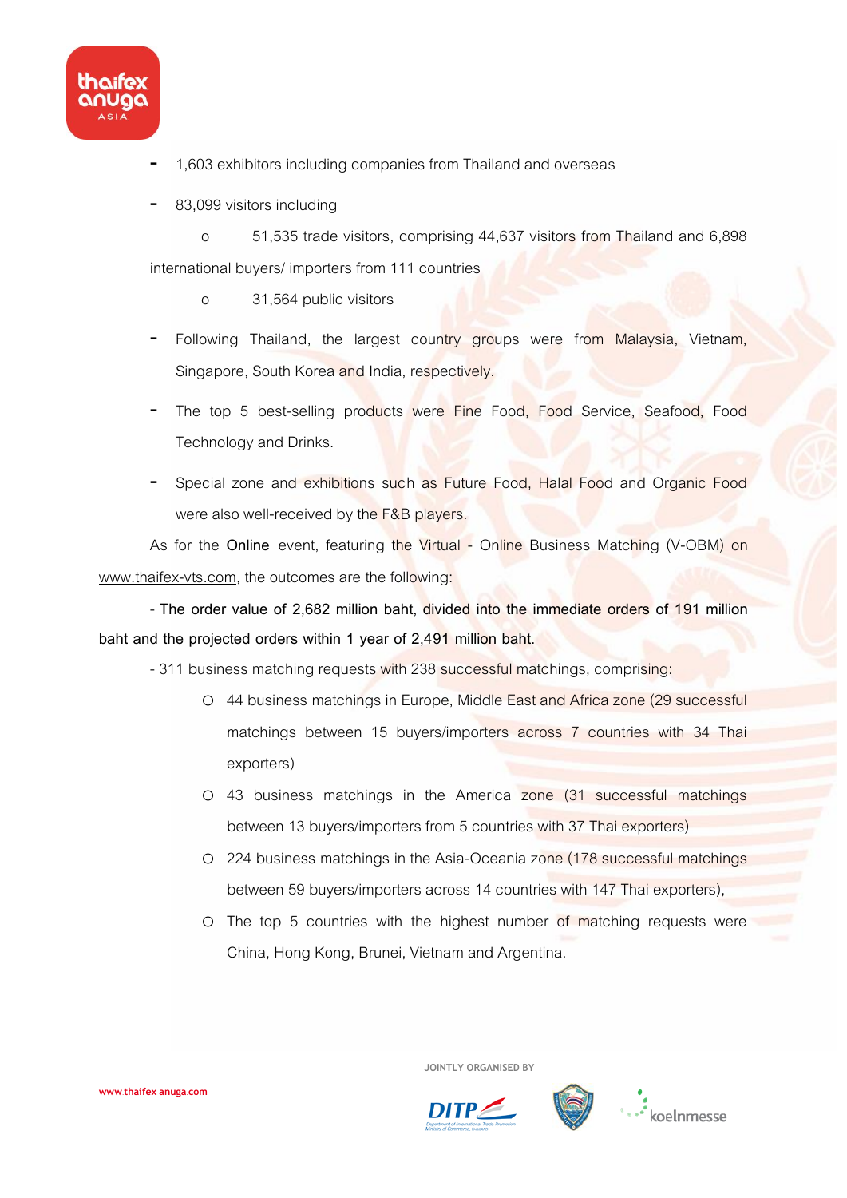- 1,603 exhibitors including companies from Thailand and overseas
- 83,099 visitors including
  - 51,535 trade visitors, comprising 44,637 visitors from Thailand and 6,898 international buyers/ importers from 111 countries
  - 31,564 public visitors
- Following Thailand, the largest country groups were from Malaysia, Vietnam, Singapore, South Korea and India, respectively.
- The top 5 best-selling products were Fine Food, Food Service, Seafood, Food Technology and Drinks.
- Special zone and exhibitions such as Future Food, Halal Food and Organic Food were also well-received by the F&B players.

As for the **Online** event, featuring the Virtual - Online Business Matching (V-OBM) on www.thaifex-vts.com, the outcomes are the following:

- **The order value of 2,682 million baht, divided into the immediate orders of 191 million baht and the projected orders within 1 year of 2,491 million baht.**
- 311 business matching requests with 238 successful matchings, comprising:
  - 44 business matchings in Europe, Middle East and Africa zone (29 successful matchings between 15 buyers/importers across 7 countries with 34 Thai exporters)
  - 43 business matchings in the America zone (31 successful matchings between 13 buyers/importers from 5 countries with 37 Thai exporters)
  - 224 business matchings in the Asia-Oceania zone (178 successful matchings between 59 buyers/importers across 14 countries with 147 Thai exporters),
  - The top 5 countries with the highest number of matching requests were China, Hong Kong, Brunei, Vietnam and Argentina.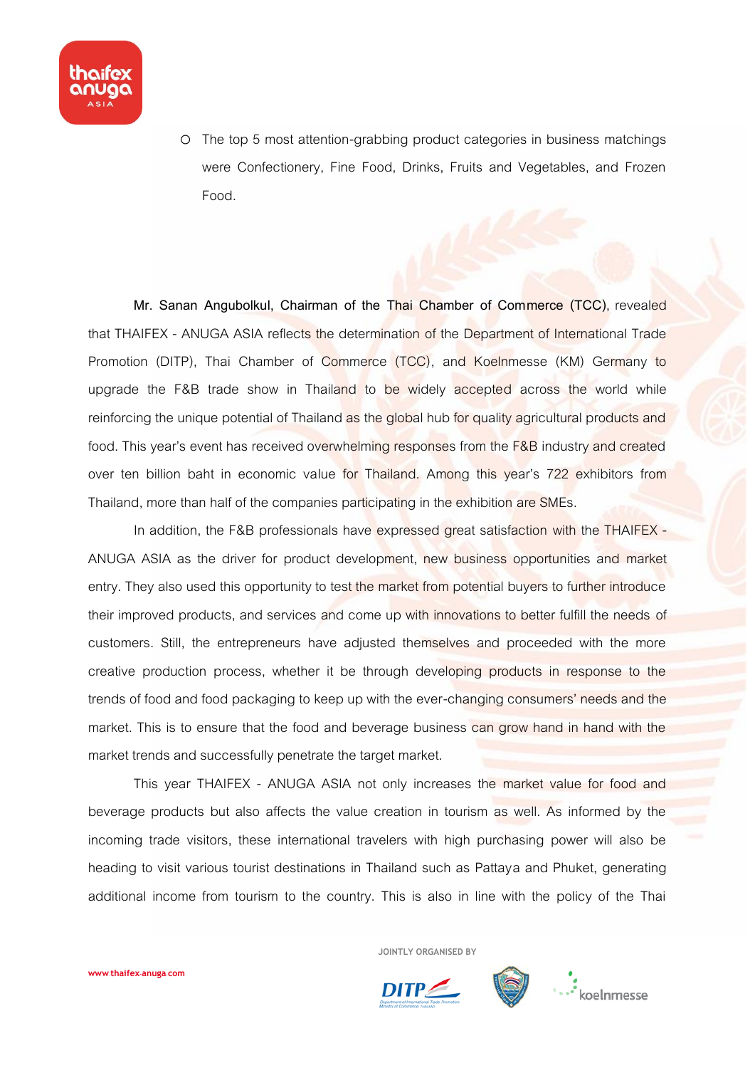- The top 5 most attention-grabbing product categories in business matchings were Confectionery, Fine Food, Drinks, Fruits and Vegetables, and Frozen Food.

**Mr. Sanan Angubolkul, Chairman of the Thai Chamber of Commerce (TCC)**, revealed that THAIFEX - ANUGA ASIA reflects the determination of the Department of International Trade Promotion (DITP), Thai Chamber of Commerce (TCC), and Koelnmesse (KM) Germany to upgrade the F&B trade show in Thailand to be widely accepted across the world while reinforcing the unique potential of Thailand as the global hub for quality agricultural products and food. This year's event has received overwhelming responses from the F&B industry and created over ten billion baht in economic value for Thailand. Among this year's 722 exhibitors from Thailand, more than half of the companies participating in the exhibition are SMEs.

In addition, the F&B professionals have expressed great satisfaction with the THAIFEX - ANUGA ASIA as the driver for product development, new business opportunities and market entry. They also used this opportunity to test the market from potential buyers to further introduce their improved products, and services and come up with innovations to better fulfill the needs of customers. Still, the entrepreneurs have adjusted themselves and proceeded with the more creative production process, whether it be through developing products in response to the trends of food and food packaging to keep up with the ever-changing consumers' needs and the market. This is to ensure that the food and beverage business can grow hand in hand with the market trends and successfully penetrate the target market.

This year THAIFEX - ANUGA ASIA not only increases the market value for food and beverage products but also affects the value creation in tourism as well. As informed by the incoming trade visitors, these international travelers with high purchasing power will also be heading to visit various tourist destinations in Thailand such as Pattaya and Phuket, generating additional income from tourism to the country. This is also in line with the policy of the Thai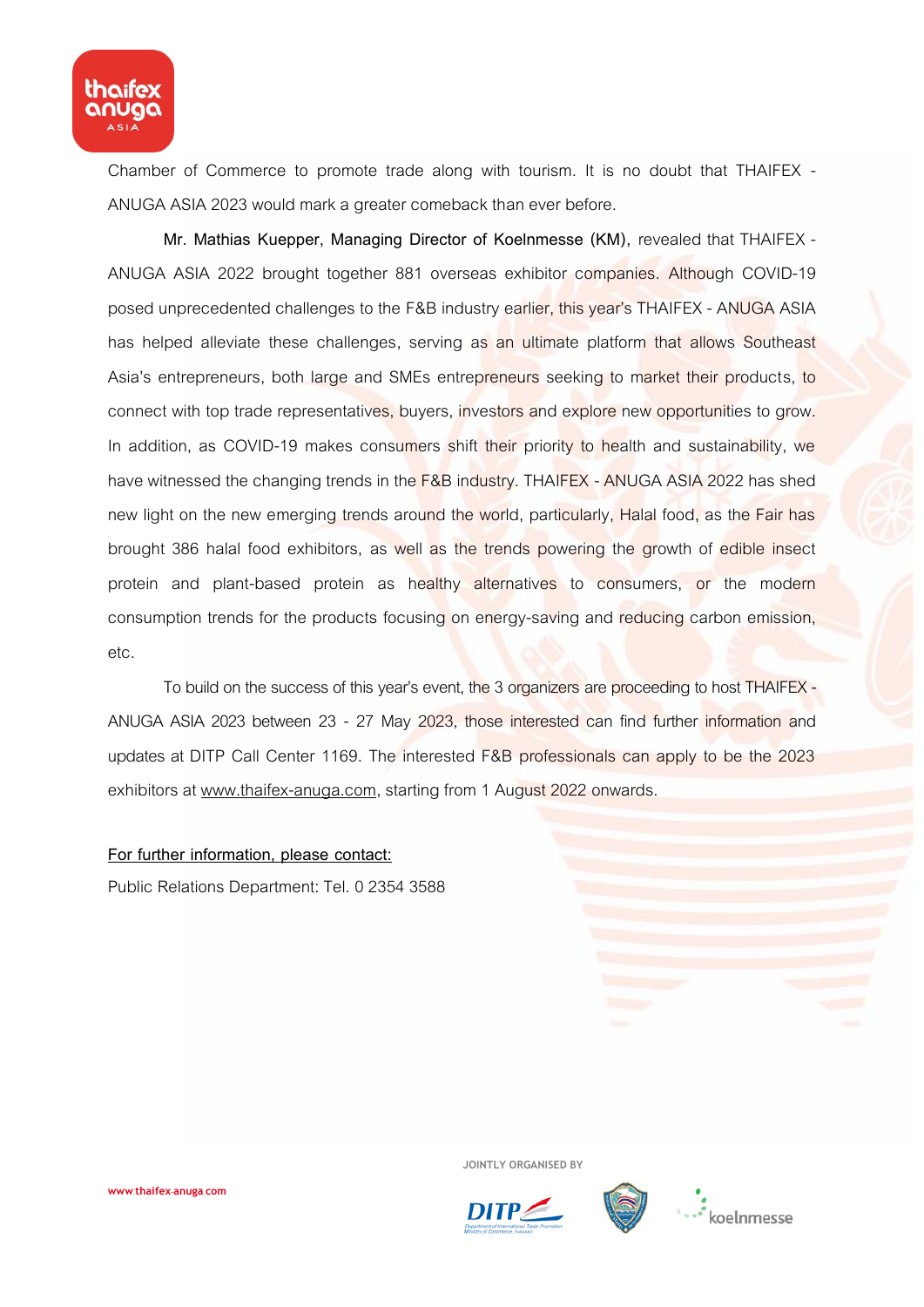Chamber of Commerce to promote trade along with tourism. It is no doubt that THAIFEX - ANUGA ASIA 2023 would mark a greater comeback than ever before.

**Mr. Mathias Kuepper, Managing Director of Koelnmesse (KM),** revealed that THAIFEX - ANUGA ASIA 2022 brought together 881 overseas exhibitor companies. Although COVID-19 posed unprecedented challenges to the F&B industry earlier, this year's THAIFEX - ANUGA ASIA has helped alleviate these challenges, serving as an ultimate platform that allows Southeast Asia's entrepreneurs, both large and SMEs entrepreneurs seeking to market their products, to connect with top trade representatives, buyers, investors and explore new opportunities to grow. In addition, as COVID-19 makes consumers shift their priority to health and sustainability, we have witnessed the changing trends in the F&B industry. THAIFEX - ANUGA ASIA 2022 has shed new light on the new emerging trends around the world, particularly, Halal food, as the Fair has brought 386 halal food exhibitors, as well as the trends powering the growth of edible insect protein and plant-based protein as healthy alternatives to consumers, or the modern consumption trends for the products focusing on energy-saving and reducing carbon emission, etc.

To build on the success of this year's event, the 3 organizers are proceeding to host THAIFEX - ANUGA ASIA 2023 between 23 - 27 May 2023, those interested can find further information and updates at DITP Call Center 1169. The interested F&B professionals can apply to be the 2023 exhibitors at www.thaifex-anuga.com, starting from 1 August 2022 onwards.

For further information, please contact:

Public Relations Department: Tel. 0 2354 3588